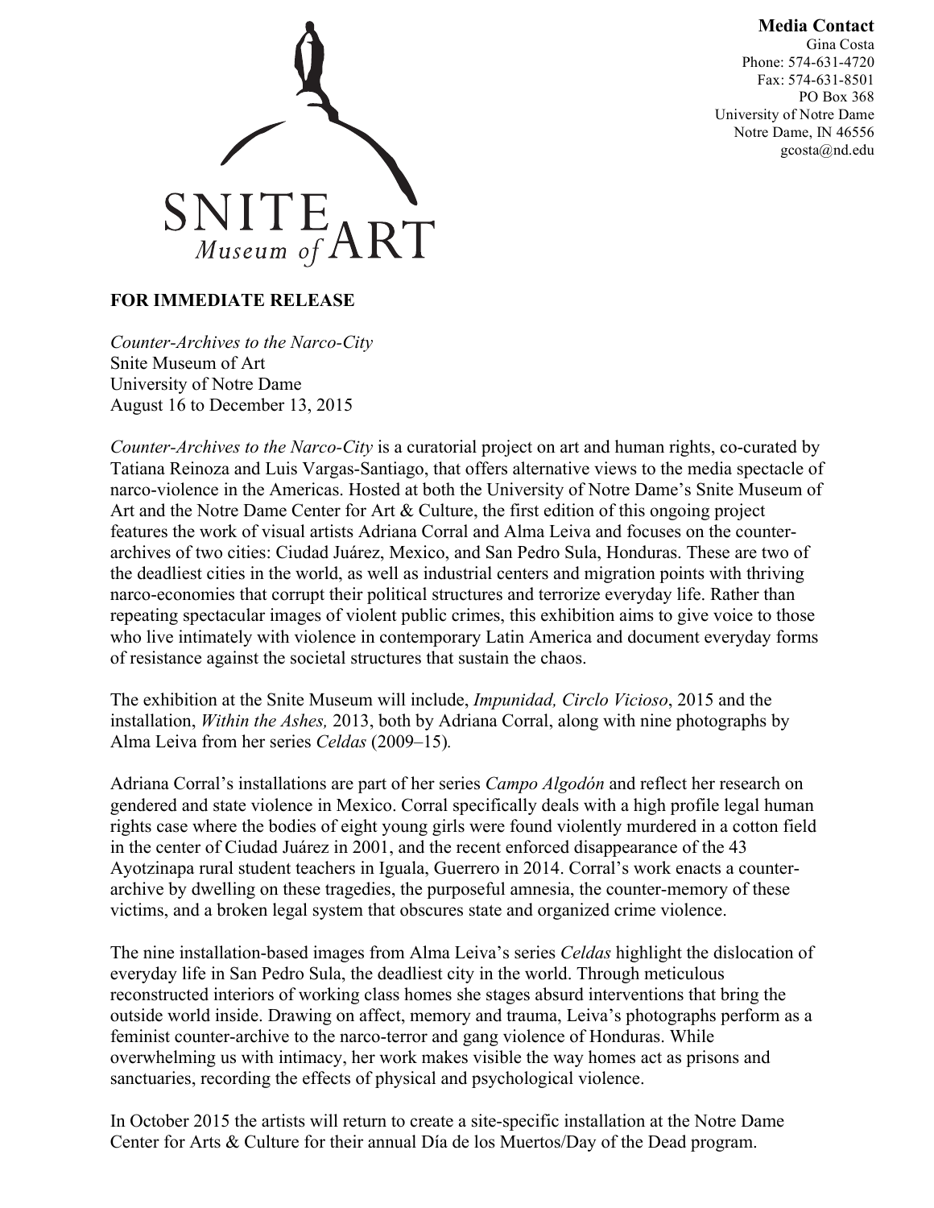SNITE *Museum of* ART

**Media Contact**
Gina Costa
Phone: 574-631-4720
Fax: 574-631-8501
PO Box 368
University of Notre Dame
Notre Dame, IN 46556
gcosta@nd.edu

**FOR IMMEDIATE RELEASE**

*Counter-Archives to the Narco-City*
Snite Museum of Art
University of Notre Dame
August 16 to December 13, 2015

*Counter-Archives to the Narco-City* is a curatorial project on art and human rights, co-curated by Tatiana Reinoza and Luis Vargas-Santiago, that offers alternative views to the media spectacle of narco-violence in the Americas. Hosted at both the University of Notre Dame's Snite Museum of Art and the Notre Dame Center for Art & Culture, the first edition of this ongoing project features the work of visual artists Adriana Corral and Alma Leiva and focuses on the counter-archives of two cities: Ciudad Juárez, Mexico, and San Pedro Sula, Honduras. These are two of the deadliest cities in the world, as well as industrial centers and migration points with thriving narco-economies that corrupt their political structures and terrorize everyday life. Rather than repeating spectacular images of violent public crimes, this exhibition aims to give voice to those who live intimately with violence in contemporary Latin America and document everyday forms of resistance against the societal structures that sustain the chaos.

The exhibition at the Snite Museum will include, *Impunidad, Circlo Vicioso*, 2015 and the installation, *Within the Ashes,* 2013, both by Adriana Corral, along with nine photographs by Alma Leiva from her series *Celdas* (2009–15).

Adriana Corral's installations are part of her series *Campo Algodón* and reflect her research on gendered and state violence in Mexico. Corral specifically deals with a high profile legal human rights case where the bodies of eight young girls were found violently murdered in a cotton field in the center of Ciudad Juárez in 2001, and the recent enforced disappearance of the 43 Ayotzinapa rural student teachers in Iguala, Guerrero in 2014. Corral's work enacts a counter-archive by dwelling on these tragedies, the purposeful amnesia, the counter-memory of these victims, and a broken legal system that obscures state and organized crime violence.

The nine installation-based images from Alma Leiva's series *Celdas* highlight the dislocation of everyday life in San Pedro Sula, the deadliest city in the world. Through meticulous reconstructed interiors of working class homes she stages absurd interventions that bring the outside world inside. Drawing on affect, memory and trauma, Leiva's photographs perform as a feminist counter-archive to the narco-terror and gang violence of Honduras. While overwhelming us with intimacy, her work makes visible the way homes act as prisons and sanctuaries, recording the effects of physical and psychological violence.

In October 2015 the artists will return to create a site-specific installation at the Notre Dame Center for Arts & Culture for their annual Día de los Muertos/Day of the Dead program.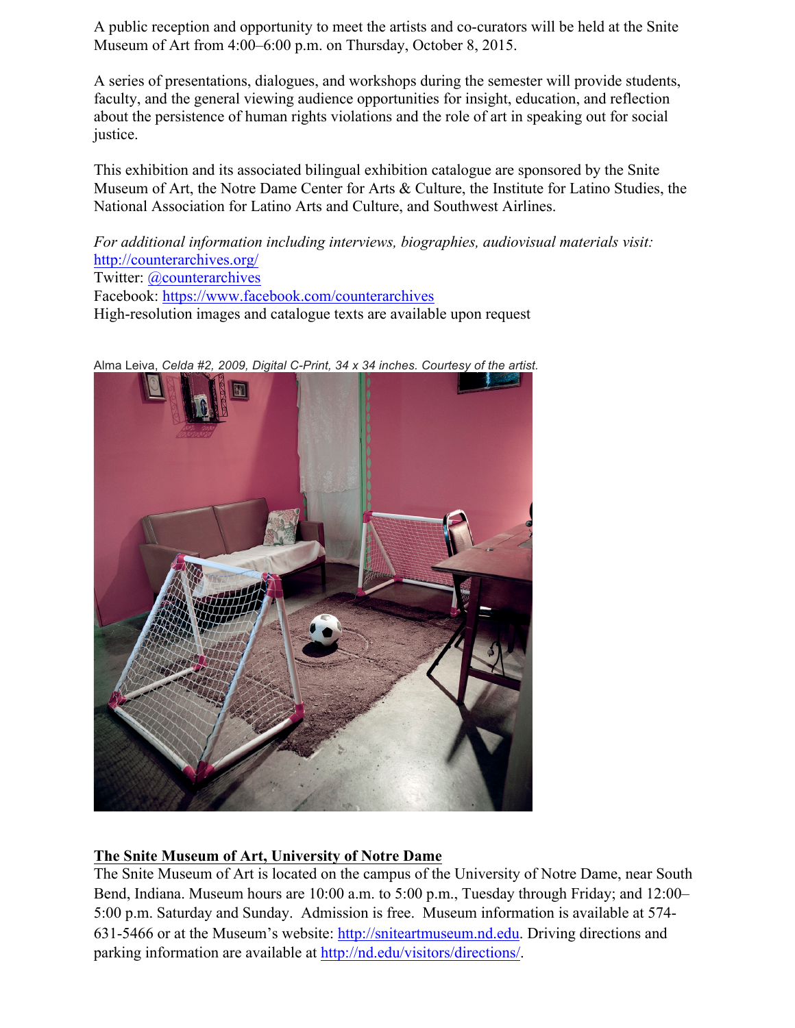A public reception and opportunity to meet the artists and co-curators will be held at the Snite Museum of Art from 4:00–6:00 p.m. on Thursday, October 8, 2015.

A series of presentations, dialogues, and workshops during the semester will provide students, faculty, and the general viewing audience opportunities for insight, education, and reflection about the persistence of human rights violations and the role of art in speaking out for social justice.

This exhibition and its associated bilingual exhibition catalogue are sponsored by the Snite Museum of Art, the Notre Dame Center for Arts & Culture, the Institute for Latino Studies, the National Association for Latino Arts and Culture, and Southwest Airlines.

*For additional information including interviews, biographies, audiovisual materials visit:*
[http://counterarchives.org/](http://counterarchives.org/)
Twitter: [@counterarchives](https://twitter.com/counterarchives)
Facebook: [https://www.facebook.com/counterarchives](https://www.facebook.com/counterarchives)
High-resolution images and catalogue texts are available upon request

Alma Leiva, *Celda #2, 2009, Digital C-Print, 34 x 34 inches. Courtesy of the artist.*

**The Snite Museum of Art, University of Notre Dame**

The Snite Museum of Art is located on the campus of the University of Notre Dame, near South Bend, Indiana. Museum hours are 10:00 a.m. to 5:00 p.m., Tuesday through Friday; and 12:00–5:00 p.m. Saturday and Sunday. Admission is free. Museum information is available at 574-631-5466 or at the Museum's website: [http://sniteartmuseum.nd.edu](http://sniteartmuseum.nd.edu). Driving directions and parking information are available at [http://nd.edu/visitors/directions/](http://nd.edu/visitors/directions/).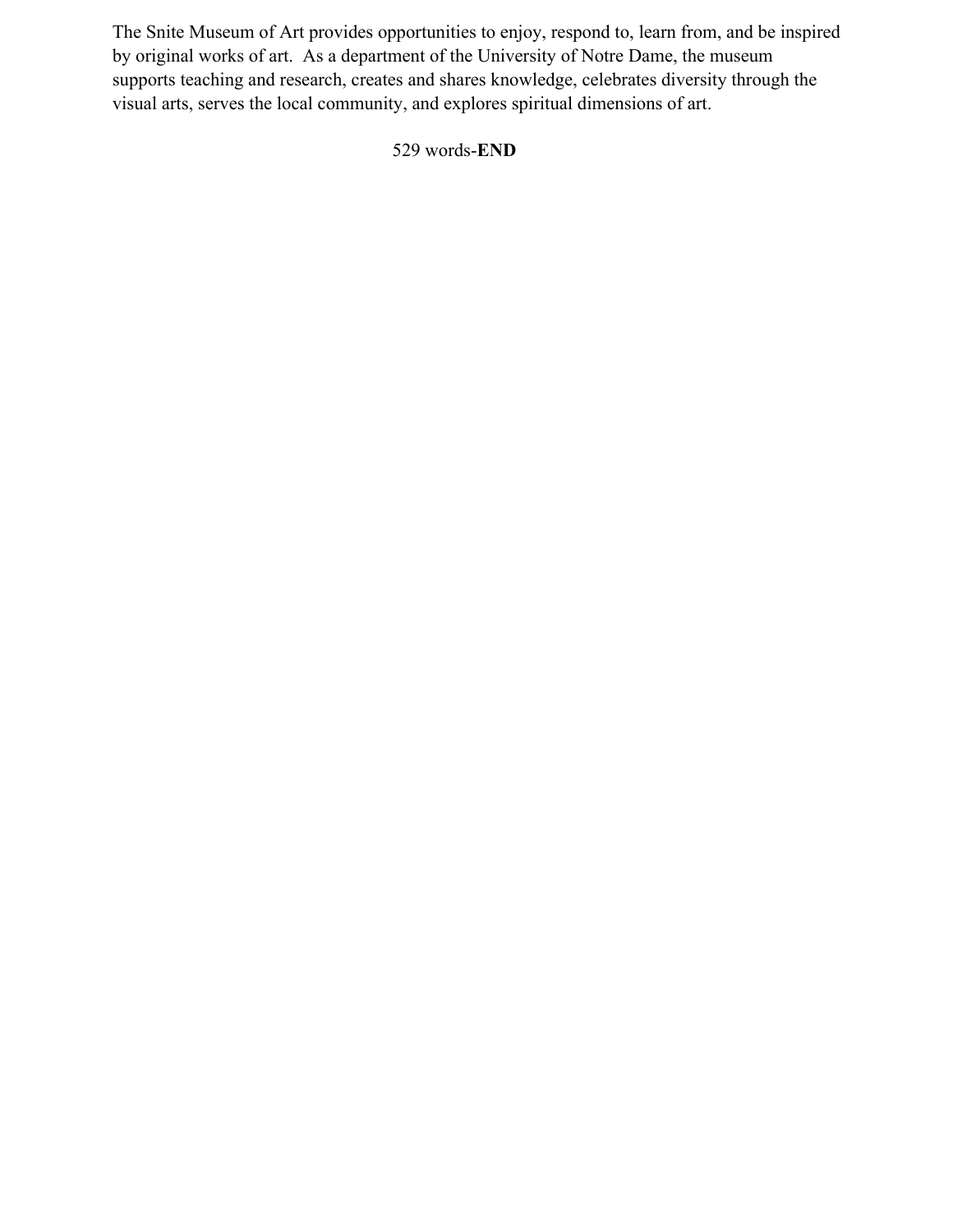The Snite Museum of Art provides opportunities to enjoy, respond to, learn from, and be inspired by original works of art. As a department of the University of Notre Dame, the museum supports teaching and research, creates and shares knowledge, celebrates diversity through the visual arts, serves the local community, and explores spiritual dimensions of art.

529 words-**END**